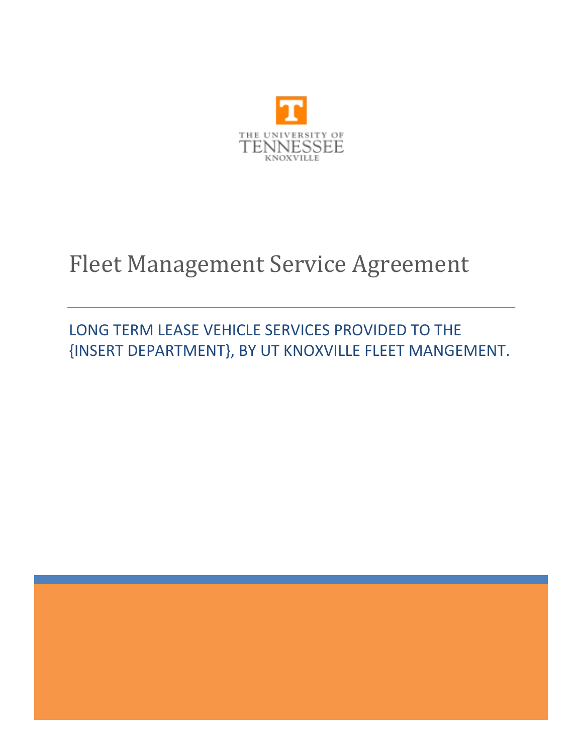THE UNIVERSITY OF TENNESSEE KNOXVILLE

# Fleet Management Service Agreement

LONG TERM LEASE VEHICLE SERVICES PROVIDED TO THE {INSERT DEPARTMENT}, BY UT KNOXVILLE FLEET MANGEMENT.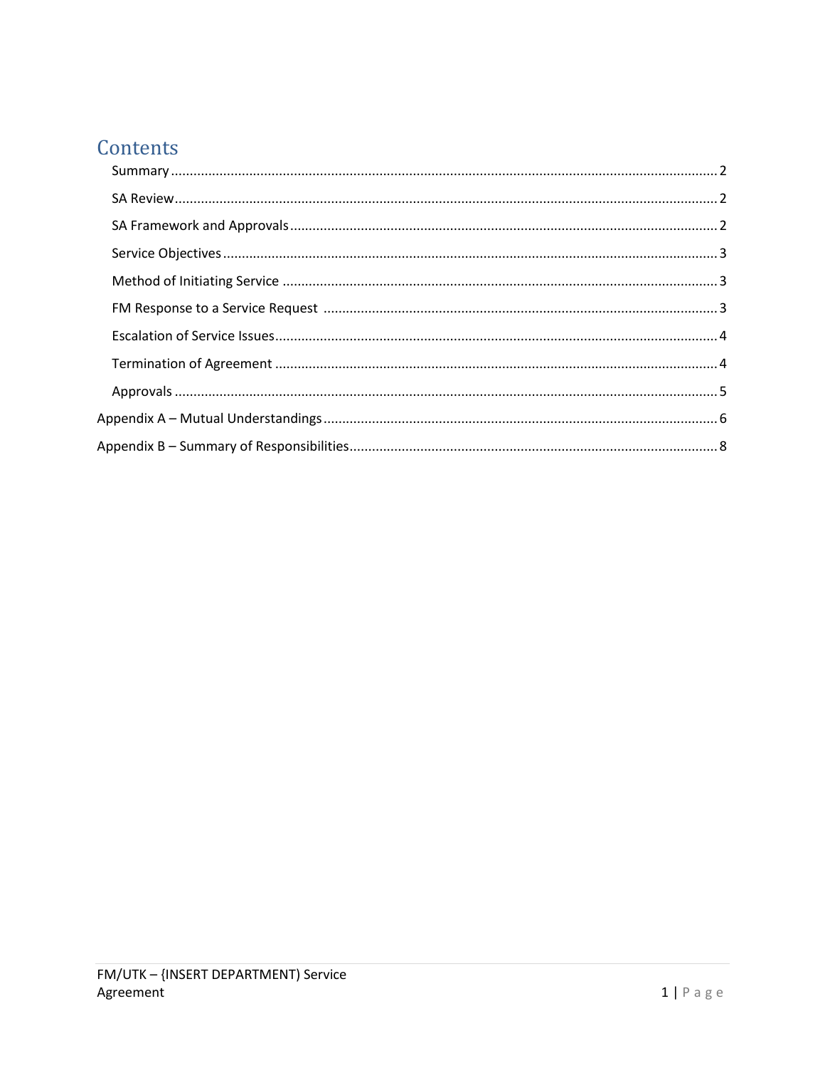# Contents

- Summary ... 2
- SA Review ... 2
- SA Framework and Approvals ... 2
- Service Objectives ... 3
- Method of Initiating Service ... 3
- FM Response to a Service Request ... 3
- Escalation of Service Issues ... 4
- Termination of Agreement ... 4
- Approvals ... 5

Appendix A – Mutual Understandings ... 6

Appendix B – Summary of Responsibilities ... 8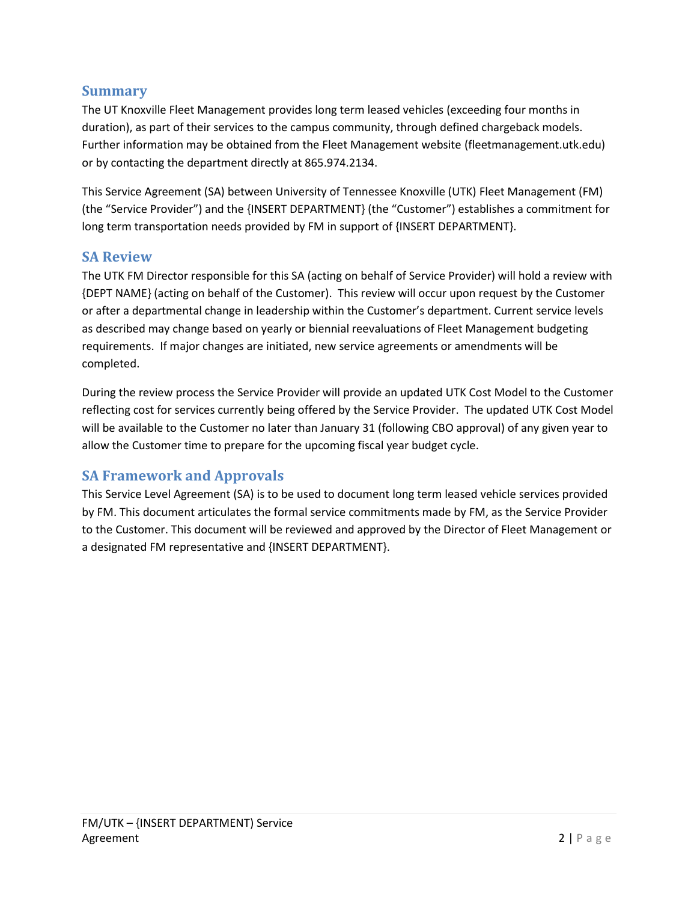## Summary

The UT Knoxville Fleet Management provides long term leased vehicles (exceeding four months in duration), as part of their services to the campus community, through defined chargeback models. Further information may be obtained from the Fleet Management website (fleetmanagement.utk.edu) or by contacting the department directly at 865.974.2134.

This Service Agreement (SA) between University of Tennessee Knoxville (UTK) Fleet Management (FM) (the “Service Provider”) and the {INSERT DEPARTMENT} (the “Customer”) establishes a commitment for long term transportation needs provided by FM in support of {INSERT DEPARTMENT}.

## SA Review

The UTK FM Director responsible for this SA (acting on behalf of Service Provider) will hold a review with {DEPT NAME} (acting on behalf of the Customer). This review will occur upon request by the Customer or after a departmental change in leadership within the Customer’s department. Current service levels as described may change based on yearly or biennial reevaluations of Fleet Management budgeting requirements. If major changes are initiated, new service agreements or amendments will be completed.

During the review process the Service Provider will provide an updated UTK Cost Model to the Customer reflecting cost for services currently being offered by the Service Provider. The updated UTK Cost Model will be available to the Customer no later than January 31 (following CBO approval) of any given year to allow the Customer time to prepare for the upcoming fiscal year budget cycle.

## SA Framework and Approvals

This Service Level Agreement (SA) is to be used to document long term leased vehicle services provided by FM. This document articulates the formal service commitments made by FM, as the Service Provider to the Customer. This document will be reviewed and approved by the Director of Fleet Management or a designated FM representative and {INSERT DEPARTMENT}.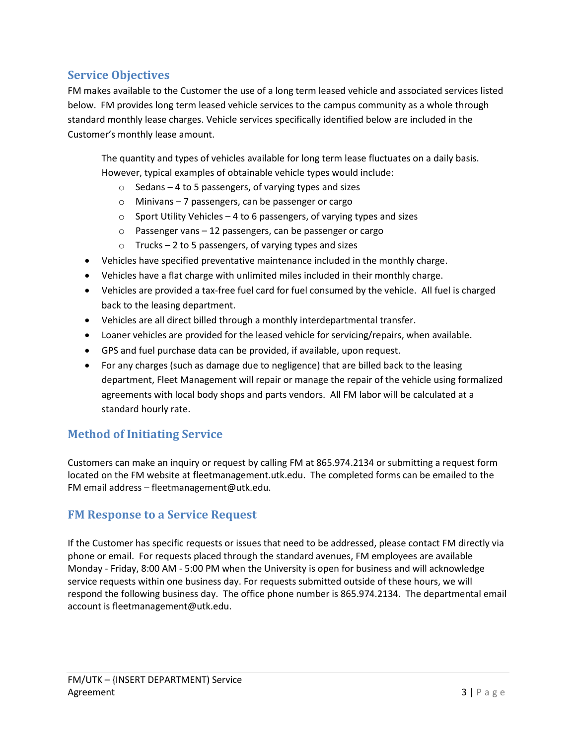## Service Objectives

FM makes available to the Customer the use of a long term leased vehicle and associated services listed below. FM provides long term leased vehicle services to the campus community as a whole through standard monthly lease charges. Vehicle services specifically identified below are included in the Customer's monthly lease amount.

The quantity and types of vehicles available for long term lease fluctuates on a daily basis. However, typical examples of obtainable vehicle types would include:

  - Sedans – 4 to 5 passengers, of varying types and sizes
  - Minivans – 7 passengers, can be passenger or cargo
  - Sport Utility Vehicles – 4 to 6 passengers, of varying types and sizes
  - Passenger vans – 12 passengers, can be passenger or cargo
  - Trucks – 2 to 5 passengers, of varying types and sizes

- Vehicles have specified preventative maintenance included in the monthly charge.
- Vehicles have a flat charge with unlimited miles included in their monthly charge.
- Vehicles are provided a tax-free fuel card for fuel consumed by the vehicle. All fuel is charged back to the leasing department.
- Vehicles are all direct billed through a monthly interdepartmental transfer.
- Loaner vehicles are provided for the leased vehicle for servicing/repairs, when available.
- GPS and fuel purchase data can be provided, if available, upon request.
- For any charges (such as damage due to negligence) that are billed back to the leasing department, Fleet Management will repair or manage the repair of the vehicle using formalized agreements with local body shops and parts vendors. All FM labor will be calculated at a standard hourly rate.

## Method of Initiating Service

Customers can make an inquiry or request by calling FM at 865.974.2134 or submitting a request form located on the FM website at fleetmanagement.utk.edu. The completed forms can be emailed to the FM email address – fleetmanagement@utk.edu.

## FM Response to a Service Request

If the Customer has specific requests or issues that need to be addressed, please contact FM directly via phone or email. For requests placed through the standard avenues, FM employees are available Monday - Friday, 8:00 AM - 5:00 PM when the University is open for business and will acknowledge service requests within one business day. For requests submitted outside of these hours, we will respond the following business day. The office phone number is 865.974.2134. The departmental email account is fleetmanagement@utk.edu.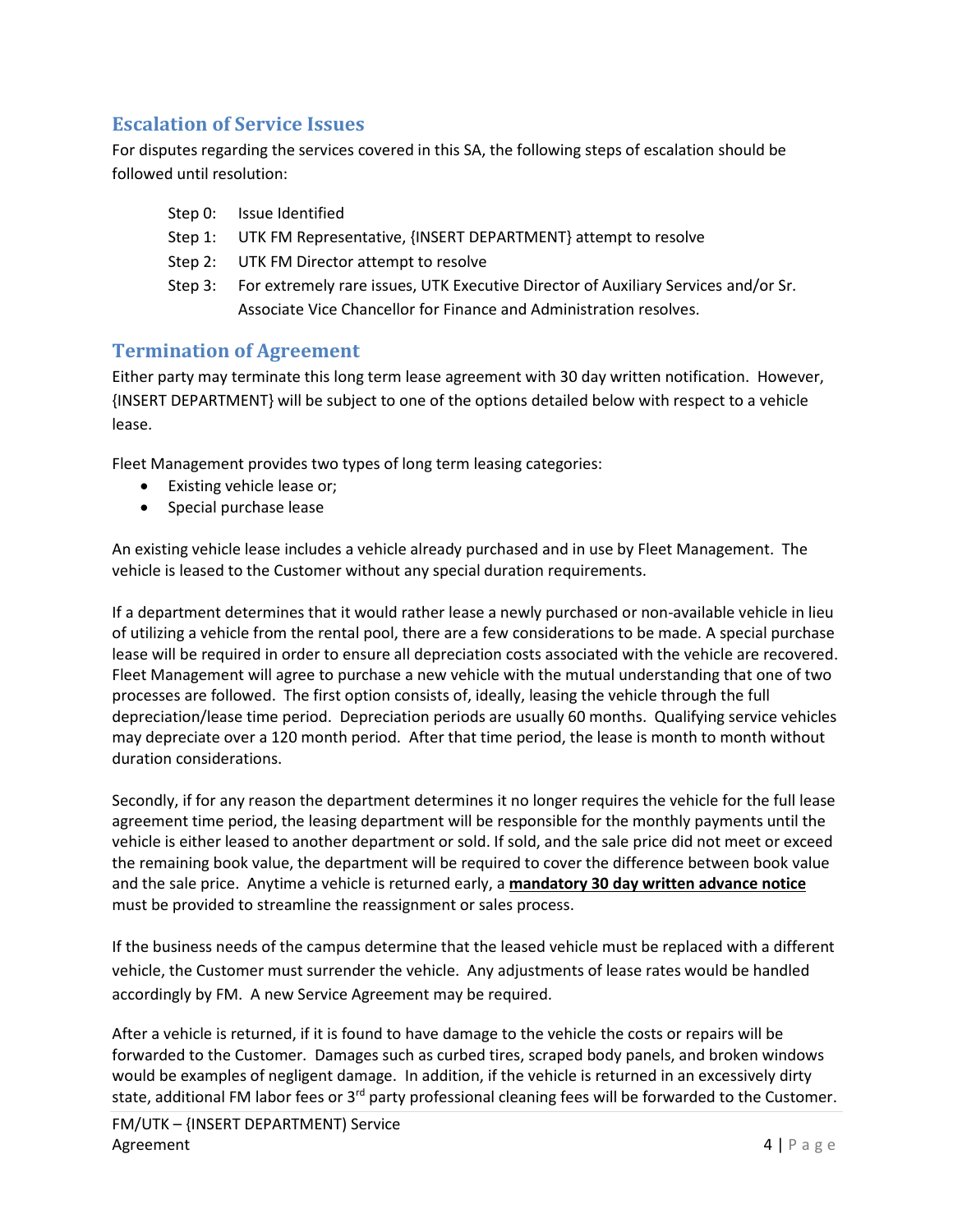## Escalation of Service Issues

For disputes regarding the services covered in this SA, the following steps of escalation should be followed until resolution:

- Step 0: Issue Identified
- Step 1: UTK FM Representative, {INSERT DEPARTMENT} attempt to resolve
- Step 2: UTK FM Director attempt to resolve
- Step 3: For extremely rare issues, UTK Executive Director of Auxiliary Services and/or Sr. Associate Vice Chancellor for Finance and Administration resolves.

## Termination of Agreement

Either party may terminate this long term lease agreement with 30 day written notification. However, {INSERT DEPARTMENT} will be subject to one of the options detailed below with respect to a vehicle lease.

Fleet Management provides two types of long term leasing categories:

- Existing vehicle lease or;
- Special purchase lease

An existing vehicle lease includes a vehicle already purchased and in use by Fleet Management. The vehicle is leased to the Customer without any special duration requirements.

If a department determines that it would rather lease a newly purchased or non-available vehicle in lieu of utilizing a vehicle from the rental pool, there are a few considerations to be made. A special purchase lease will be required in order to ensure all depreciation costs associated with the vehicle are recovered. Fleet Management will agree to purchase a new vehicle with the mutual understanding that one of two processes are followed. The first option consists of, ideally, leasing the vehicle through the full depreciation/lease time period. Depreciation periods are usually 60 months. Qualifying service vehicles may depreciate over a 120 month period. After that time period, the lease is month to month without duration considerations.

Secondly, if for any reason the department determines it no longer requires the vehicle for the full lease agreement time period, the leasing department will be responsible for the monthly payments until the vehicle is either leased to another department or sold. If sold, and the sale price did not meet or exceed the remaining book value, the department will be required to cover the difference between book value and the sale price. Anytime a vehicle is returned early, a **mandatory 30 day written advance notice** must be provided to streamline the reassignment or sales process.

If the business needs of the campus determine that the leased vehicle must be replaced with a different vehicle, the Customer must surrender the vehicle. Any adjustments of lease rates would be handled accordingly by FM. A new Service Agreement may be required.

After a vehicle is returned, if it is found to have damage to the vehicle the costs or repairs will be forwarded to the Customer. Damages such as curbed tires, scraped body panels, and broken windows would be examples of negligent damage. In addition, if the vehicle is returned in an excessively dirty state, additional FM labor fees or 3rd party professional cleaning fees will be forwarded to the Customer.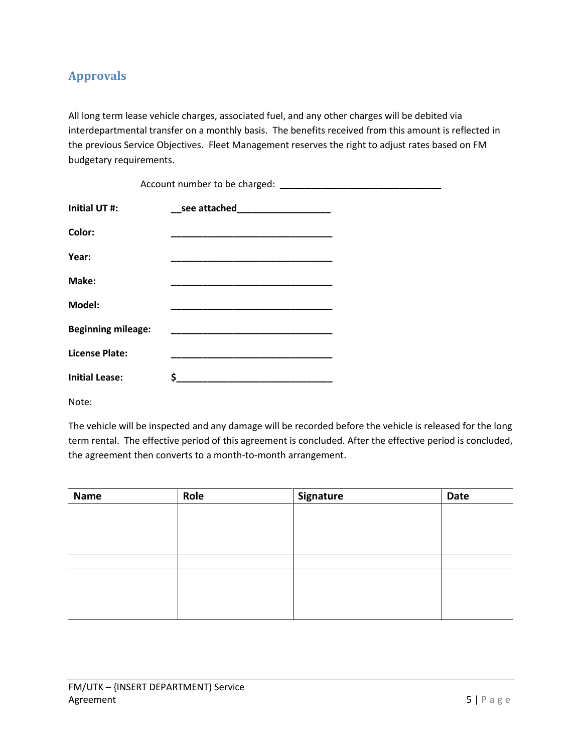## Approvals

All long term lease vehicle charges, associated fuel, and any other charges will be debited via interdepartmental transfer on a monthly basis. The benefits received from this amount is reflected in the previous Service Objectives. Fleet Management reserves the right to adjust rates based on FM budgetary requirements.

Account number to be charged: ______________________________

**Initial UT #:** __see attached_________________

**Color:** ______________________________

**Year:** ______________________________

**Make:** ______________________________

**Model:** ______________________________

**Beginning mileage:** ______________________________

**License Plate:** ______________________________

**Initial Lease:** $_____________________________

Note:

The vehicle will be inspected and any damage will be recorded before the vehicle is released for the long term rental. The effective period of this agreement is concluded. After the effective period is concluded, the agreement then converts to a month-to-month arrangement.

| Name | Role | Signature | Date |
|---|---|---|---|
| | | | |
| | | | |
| | | | |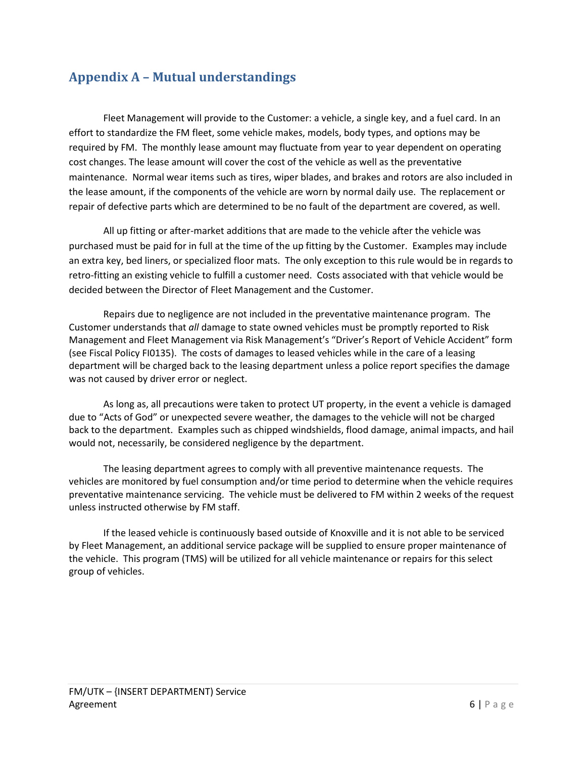## Appendix A – Mutual understandings

Fleet Management will provide to the Customer: a vehicle, a single key, and a fuel card. In an effort to standardize the FM fleet, some vehicle makes, models, body types, and options may be required by FM. The monthly lease amount may fluctuate from year to year dependent on operating cost changes. The lease amount will cover the cost of the vehicle as well as the preventative maintenance. Normal wear items such as tires, wiper blades, and brakes and rotors are also included in the lease amount, if the components of the vehicle are worn by normal daily use. The replacement or repair of defective parts which are determined to be no fault of the department are covered, as well.

All up fitting or after-market additions that are made to the vehicle after the vehicle was purchased must be paid for in full at the time of the up fitting by the Customer. Examples may include an extra key, bed liners, or specialized floor mats. The only exception to this rule would be in regards to retro-fitting an existing vehicle to fulfill a customer need. Costs associated with that vehicle would be decided between the Director of Fleet Management and the Customer.

Repairs due to negligence are not included in the preventative maintenance program. The Customer understands that *all* damage to state owned vehicles must be promptly reported to Risk Management and Fleet Management via Risk Management's "Driver's Report of Vehicle Accident" form (see Fiscal Policy FI0135). The costs of damages to leased vehicles while in the care of a leasing department will be charged back to the leasing department unless a police report specifies the damage was not caused by driver error or neglect.

As long as, all precautions were taken to protect UT property, in the event a vehicle is damaged due to "Acts of God" or unexpected severe weather, the damages to the vehicle will not be charged back to the department. Examples such as chipped windshields, flood damage, animal impacts, and hail would not, necessarily, be considered negligence by the department.

The leasing department agrees to comply with all preventive maintenance requests. The vehicles are monitored by fuel consumption and/or time period to determine when the vehicle requires preventative maintenance servicing. The vehicle must be delivered to FM within 2 weeks of the request unless instructed otherwise by FM staff.

If the leased vehicle is continuously based outside of Knoxville and it is not able to be serviced by Fleet Management, an additional service package will be supplied to ensure proper maintenance of the vehicle. This program (TMS) will be utilized for all vehicle maintenance or repairs for this select group of vehicles.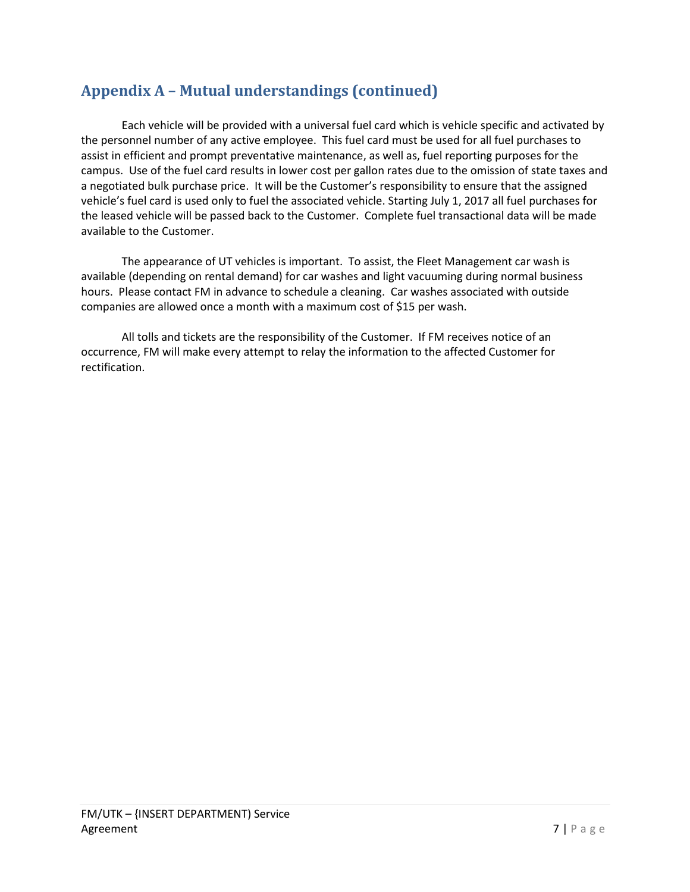## Appendix A – Mutual understandings (continued)

Each vehicle will be provided with a universal fuel card which is vehicle specific and activated by the personnel number of any active employee. This fuel card must be used for all fuel purchases to assist in efficient and prompt preventative maintenance, as well as, fuel reporting purposes for the campus. Use of the fuel card results in lower cost per gallon rates due to the omission of state taxes and a negotiated bulk purchase price. It will be the Customer's responsibility to ensure that the assigned vehicle's fuel card is used only to fuel the associated vehicle. Starting July 1, 2017 all fuel purchases for the leased vehicle will be passed back to the Customer. Complete fuel transactional data will be made available to the Customer.

The appearance of UT vehicles is important. To assist, the Fleet Management car wash is available (depending on rental demand) for car washes and light vacuuming during normal business hours. Please contact FM in advance to schedule a cleaning. Car washes associated with outside companies are allowed once a month with a maximum cost of $15 per wash.

All tolls and tickets are the responsibility of the Customer. If FM receives notice of an occurrence, FM will make every attempt to relay the information to the affected Customer for rectification.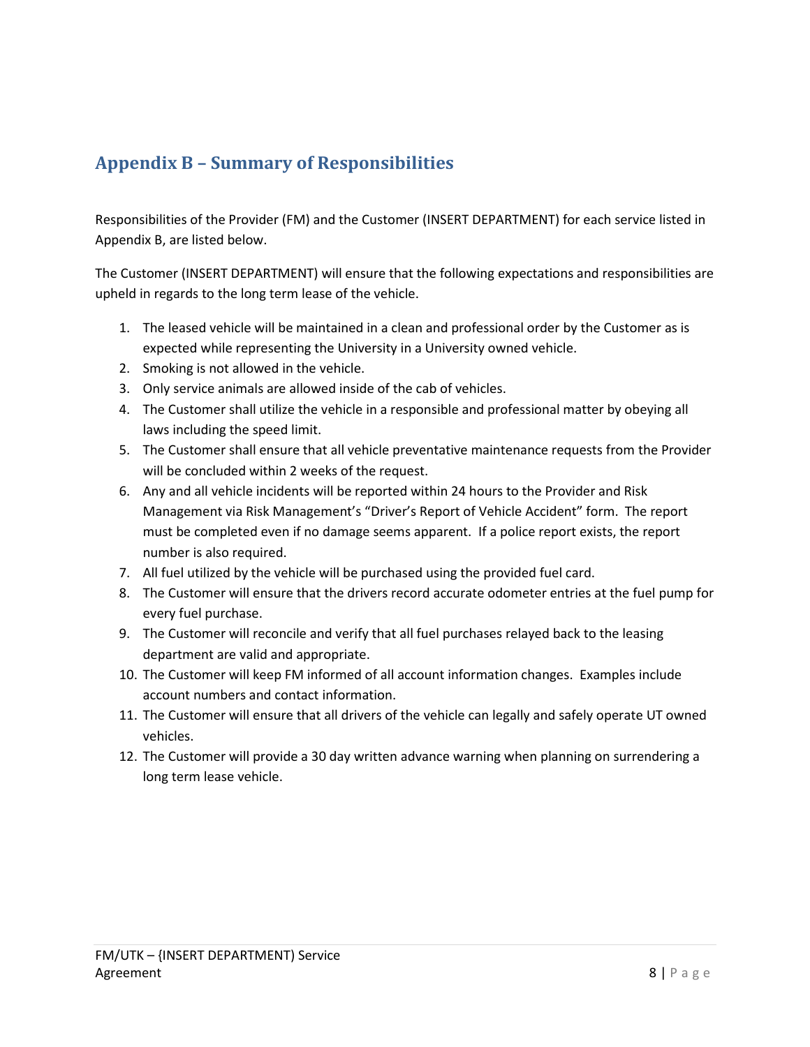## Appendix B – Summary of Responsibilities

Responsibilities of the Provider (FM) and the Customer (INSERT DEPARTMENT) for each service listed in Appendix B, are listed below.

The Customer (INSERT DEPARTMENT) will ensure that the following expectations and responsibilities are upheld in regards to the long term lease of the vehicle.

1. The leased vehicle will be maintained in a clean and professional order by the Customer as is expected while representing the University in a University owned vehicle.
2. Smoking is not allowed in the vehicle.
3. Only service animals are allowed inside of the cab of vehicles.
4. The Customer shall utilize the vehicle in a responsible and professional matter by obeying all laws including the speed limit.
5. The Customer shall ensure that all vehicle preventative maintenance requests from the Provider will be concluded within 2 weeks of the request.
6. Any and all vehicle incidents will be reported within 24 hours to the Provider and Risk Management via Risk Management's "Driver's Report of Vehicle Accident" form. The report must be completed even if no damage seems apparent. If a police report exists, the report number is also required.
7. All fuel utilized by the vehicle will be purchased using the provided fuel card.
8. The Customer will ensure that the drivers record accurate odometer entries at the fuel pump for every fuel purchase.
9. The Customer will reconcile and verify that all fuel purchases relayed back to the leasing department are valid and appropriate.
10. The Customer will keep FM informed of all account information changes. Examples include account numbers and contact information.
11. The Customer will ensure that all drivers of the vehicle can legally and safely operate UT owned vehicles.
12. The Customer will provide a 30 day written advance warning when planning on surrendering a long term lease vehicle.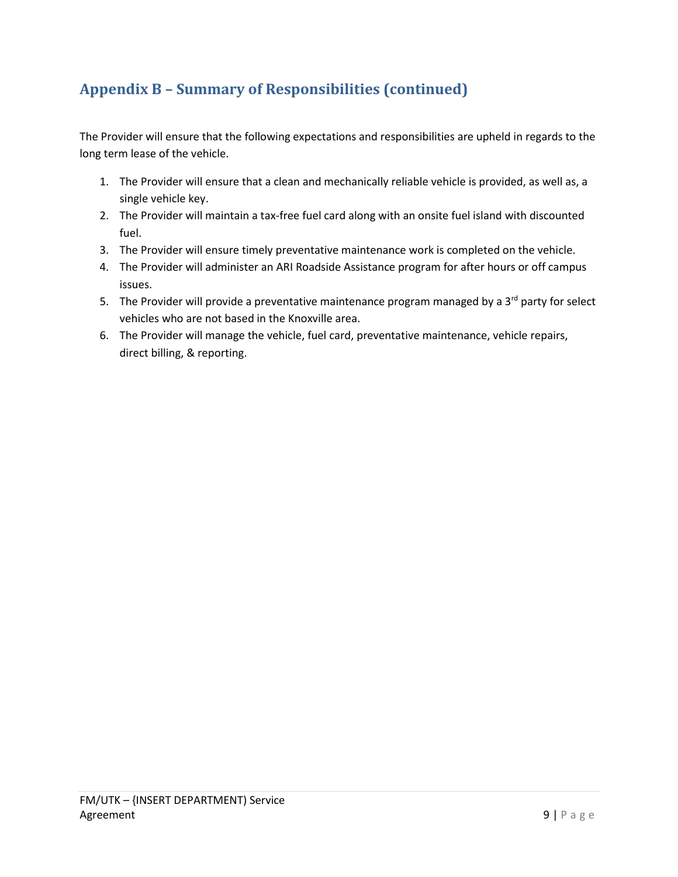## Appendix B – Summary of Responsibilities (continued)

The Provider will ensure that the following expectations and responsibilities are upheld in regards to the long term lease of the vehicle.

1. The Provider will ensure that a clean and mechanically reliable vehicle is provided, as well as, a single vehicle key.
2. The Provider will maintain a tax-free fuel card along with an onsite fuel island with discounted fuel.
3. The Provider will ensure timely preventative maintenance work is completed on the vehicle.
4. The Provider will administer an ARI Roadside Assistance program for after hours or off campus issues.
5. The Provider will provide a preventative maintenance program managed by a 3rd party for select vehicles who are not based in the Knoxville area.
6. The Provider will manage the vehicle, fuel card, preventative maintenance, vehicle repairs, direct billing, & reporting.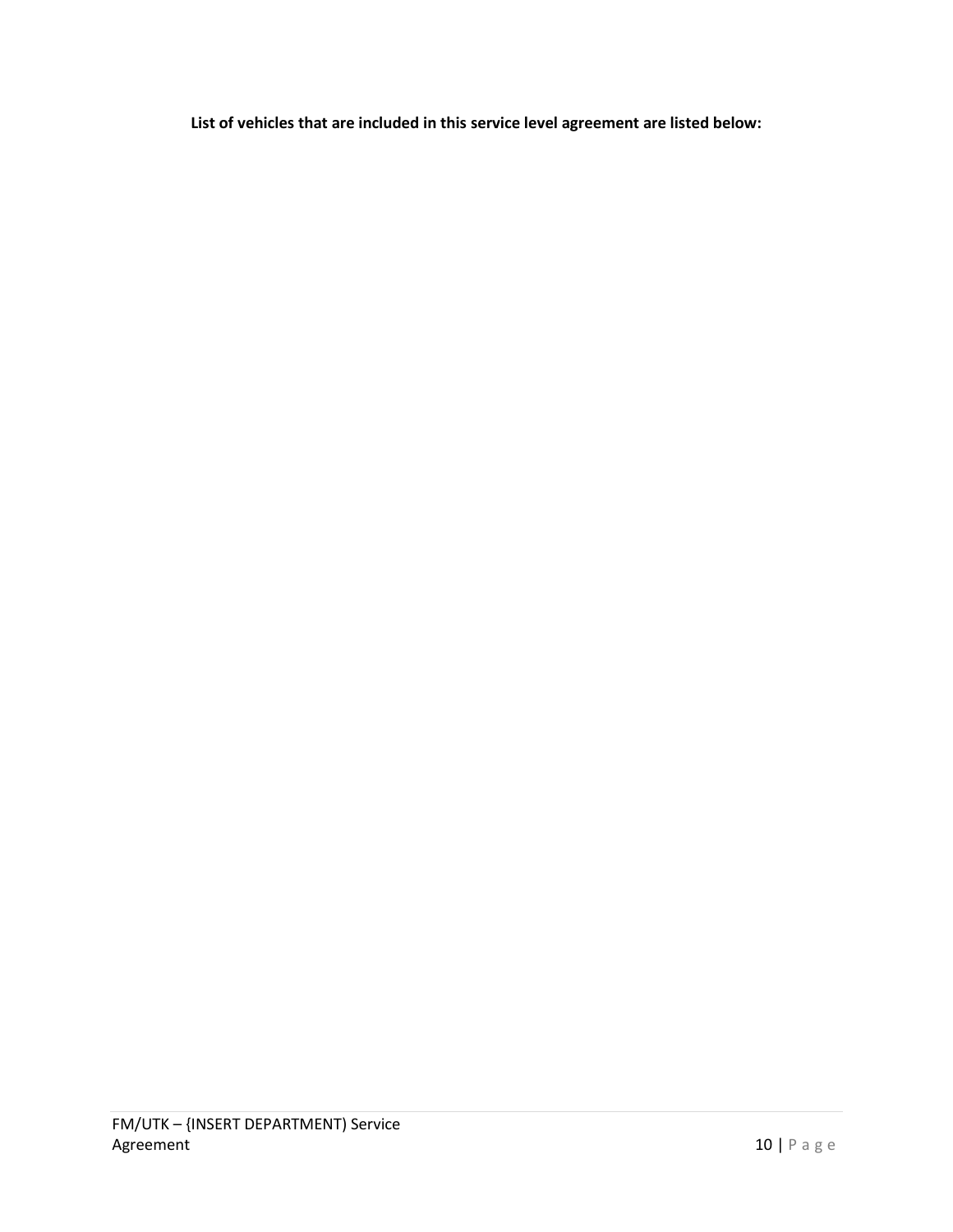**List of vehicles that are included in this service level agreement are listed below:**